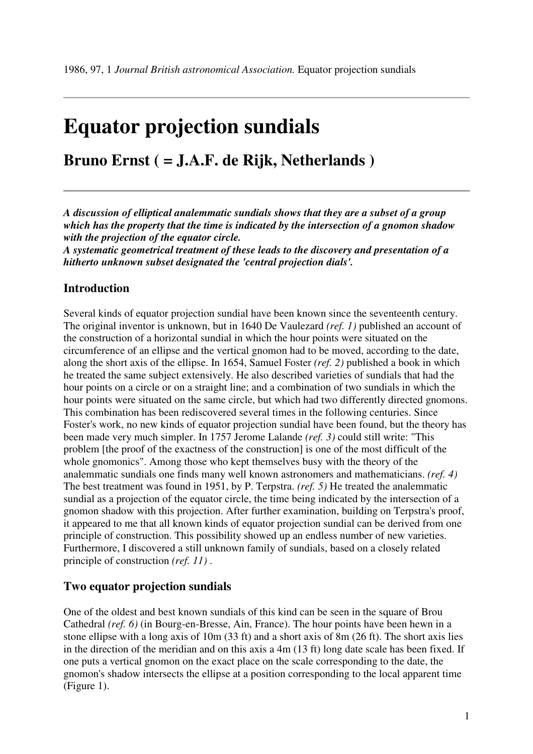# Equator projection sundials

## Bruno Ernst ( = J.A.F. de Rijk, Netherlands )

***A discussion of elliptical analemmatic sundials shows that they are a subset of a group which has the property that the time is indicated by the intersection of a gnomon shadow with the projection of the equator circle.***
***A systematic geometrical treatment of these leads to the discovery and presentation of a hitherto unknown subset designated the 'central projection dials'.***

### Introduction

Several kinds of equator projection sundial have been known since the seventeenth century. The original inventor is unknown, but in 1640 De Vaulezard *(ref. 1)* published an account of the construction of a horizontal sundial in which the hour points were situated on the circumference of an ellipse and the vertical gnomon had to be moved, according to the date, along the short axis of the ellipse. In 1654, Samuel Foster *(ref. 2)* published a book in which he treated the same subject extensively. He also described varieties of sundials that had the hour points on a circle or on a straight line; and a combination of two sundials in which the hour points were situated on the same circle, but which had two differently directed gnomons. This combination has been rediscovered several times in the following centuries. Since Foster's work, no new kinds of equator projection sundial have been found, but the theory has been made very much simpler. In 1757 Jerome Lalande *(ref. 3)* could still write: "This problem [the proof of the exactness of the construction] is one of the most difficult of the whole gnomonics". Among those who kept themselves busy with the theory of the analemmatic sundials one finds many well known astronomers and mathematicians. *(ref. 4)* The best treatment was found in 1951, by P. Terpstra. *(ref. 5)* He treated the analemmatic sundial as a projection of the equator circle, the time being indicated by the intersection of a gnomon shadow with this projection. After further examination, building on Terpstra's proof, it appeared to me that all known kinds of equator projection sundial can be derived from one principle of construction. This possibility showed up an endless number of new varieties. Furthermore, I discovered a still unknown family of sundials, based on a closely related principle of construction *(ref. 11)* .

### Two equator projection sundials

One of the oldest and best known sundials of this kind can be seen in the square of Brou Cathedral *(ref. 6)* (in Bourg-en-Bresse, Ain, France). The hour points have been hewn in a stone ellipse with a long axis of 10m (33 ft) and a short axis of 8m (26 ft). The short axis lies in the direction of the meridian and on this axis a 4m (13 ft) long date scale has been fixed. If one puts a vertical gnomon on the exact place on the scale corresponding to the date, the gnomon's shadow intersects the ellipse at a position corresponding to the local apparent time (Figure 1).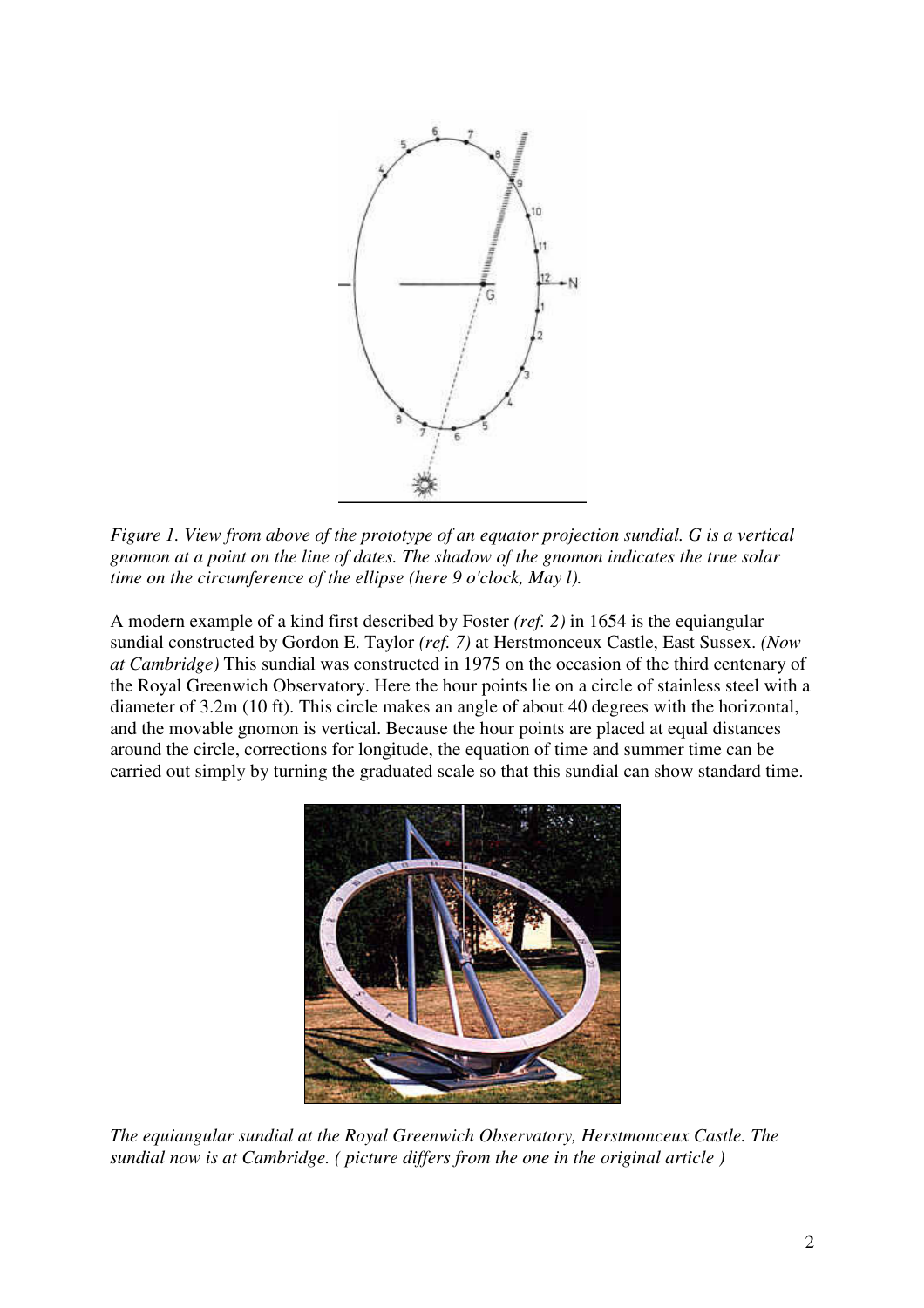*Figure 1. View from above of the prototype of an equator projection sundial. G is a vertical gnomon at a point on the line of dates. The shadow of the gnomon indicates the true solar time on the circumference of the ellipse (here 9 o'clock, May l).*

A modern example of a kind first described by Foster *(ref. 2)* in 1654 is the equiangular sundial constructed by Gordon E. Taylor *(ref. 7)* at Herstmonceux Castle, East Sussex. *(Now at Cambridge)* This sundial was constructed in 1975 on the occasion of the third centenary of the Royal Greenwich Observatory. Here the hour points lie on a circle of stainless steel with a diameter of 3.2m (10 ft). This circle makes an angle of about 40 degrees with the horizontal, and the movable gnomon is vertical. Because the hour points are placed at equal distances around the circle, corrections for longitude, the equation of time and summer time can be carried out simply by turning the graduated scale so that this sundial can show standard time.

*The equiangular sundial at the Royal Greenwich Observatory, Herstmonceux Castle. The sundial now is at Cambridge. ( picture differs from the one in the original article )*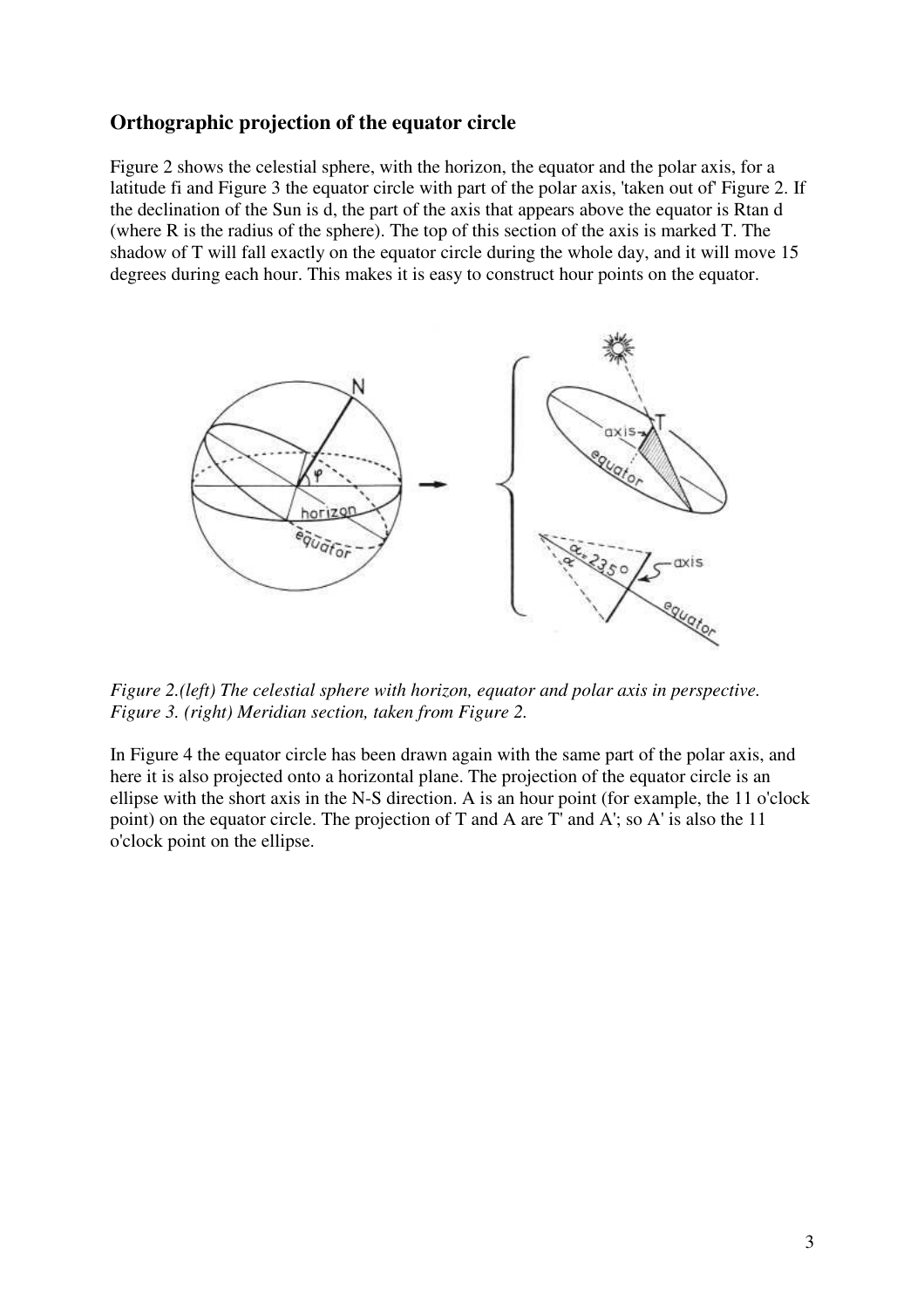## Orthographic projection of the equator circle

Figure 2 shows the celestial sphere, with the horizon, the equator and the polar axis, for a latitude fi and Figure 3 the equator circle with part of the polar axis, 'taken out of' Figure 2. If the declination of the Sun is d, the part of the axis that appears above the equator is Rtan d (where R is the radius of the sphere). The top of this section of the axis is marked T. The shadow of T will fall exactly on the equator circle during the whole day, and it will move 15 degrees during each hour. This makes it is easy to construct hour points on the equator.

*Figure 2.(left) The celestial sphere with horizon, equator and polar axis in perspective. Figure 3. (right) Meridian section, taken from Figure 2.*

In Figure 4 the equator circle has been drawn again with the same part of the polar axis, and here it is also projected onto a horizontal plane. The projection of the equator circle is an ellipse with the short axis in the N-S direction. A is an hour point (for example, the 11 o'clock point) on the equator circle. The projection of T and A are T' and A'; so A' is also the 11 o'clock point on the ellipse.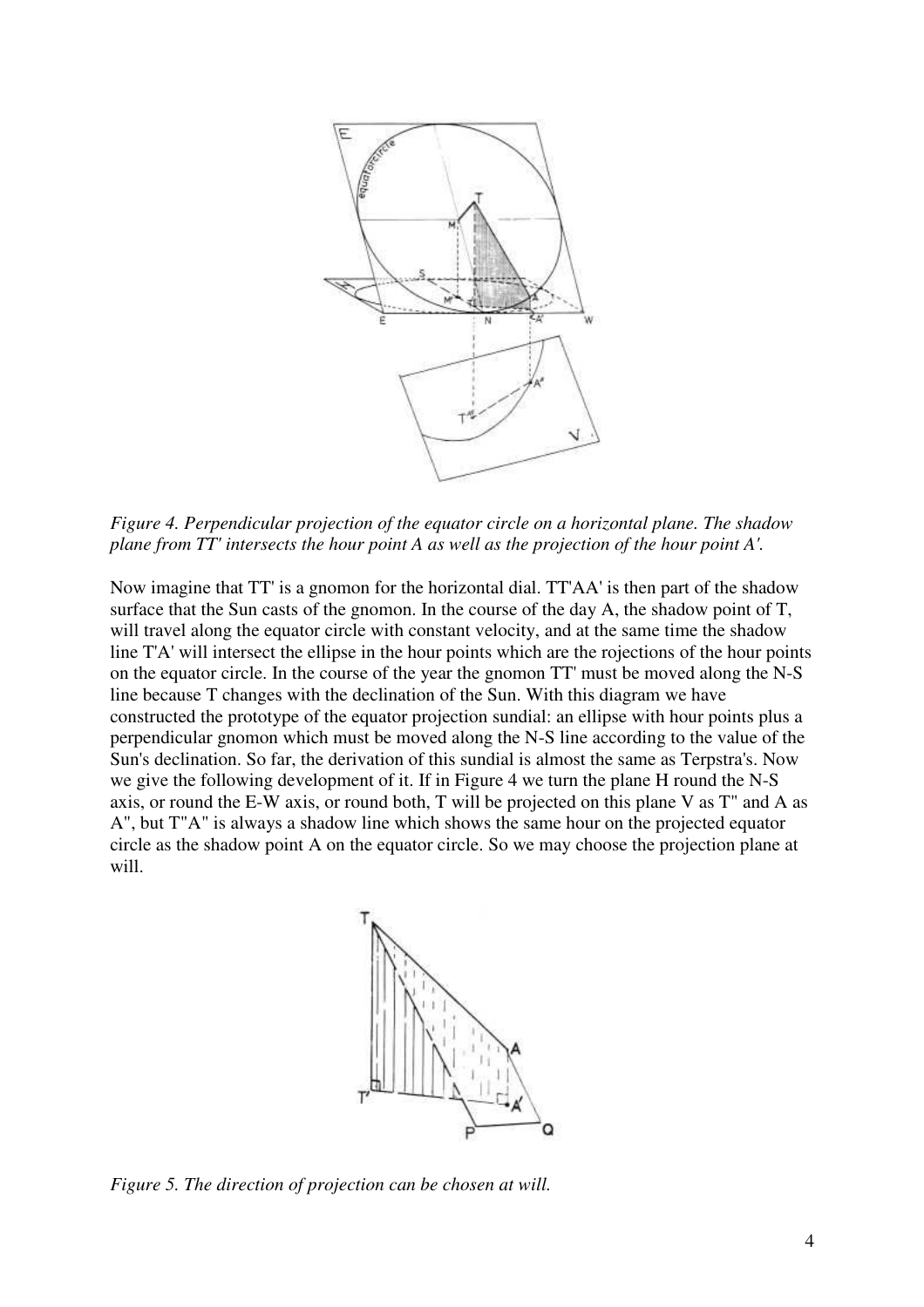*Figure 4. Perpendicular projection of the equator circle on a horizontal plane. The shadow plane from TT' intersects the hour point A as well as the projection of the hour point A'.*

Now imagine that TT' is a gnomon for the horizontal dial. TT'AA' is then part of the shadow surface that the Sun casts of the gnomon. In the course of the day A, the shadow point of T, will travel along the equator circle with constant velocity, and at the same time the shadow line T'A' will intersect the ellipse in the hour points which are the rojections of the hour points on the equator circle. In the course of the year the gnomon TT' must be moved along the N-S line because T changes with the declination of the Sun. With this diagram we have constructed the prototype of the equator projection sundial: an ellipse with hour points plus a perpendicular gnomon which must be moved along the N-S line according to the value of the Sun's declination. So far, the derivation of this sundial is almost the same as Terpstra's. Now we give the following development of it. If in Figure 4 we turn the plane H round the N-S axis, or round the E-W axis, or round both, T will be projected on this plane V as T" and A as A", but T"A" is always a shadow line which shows the same hour on the projected equator circle as the shadow point A on the equator circle. So we may choose the projection plane at will.

*Figure 5. The direction of projection can be chosen at will.*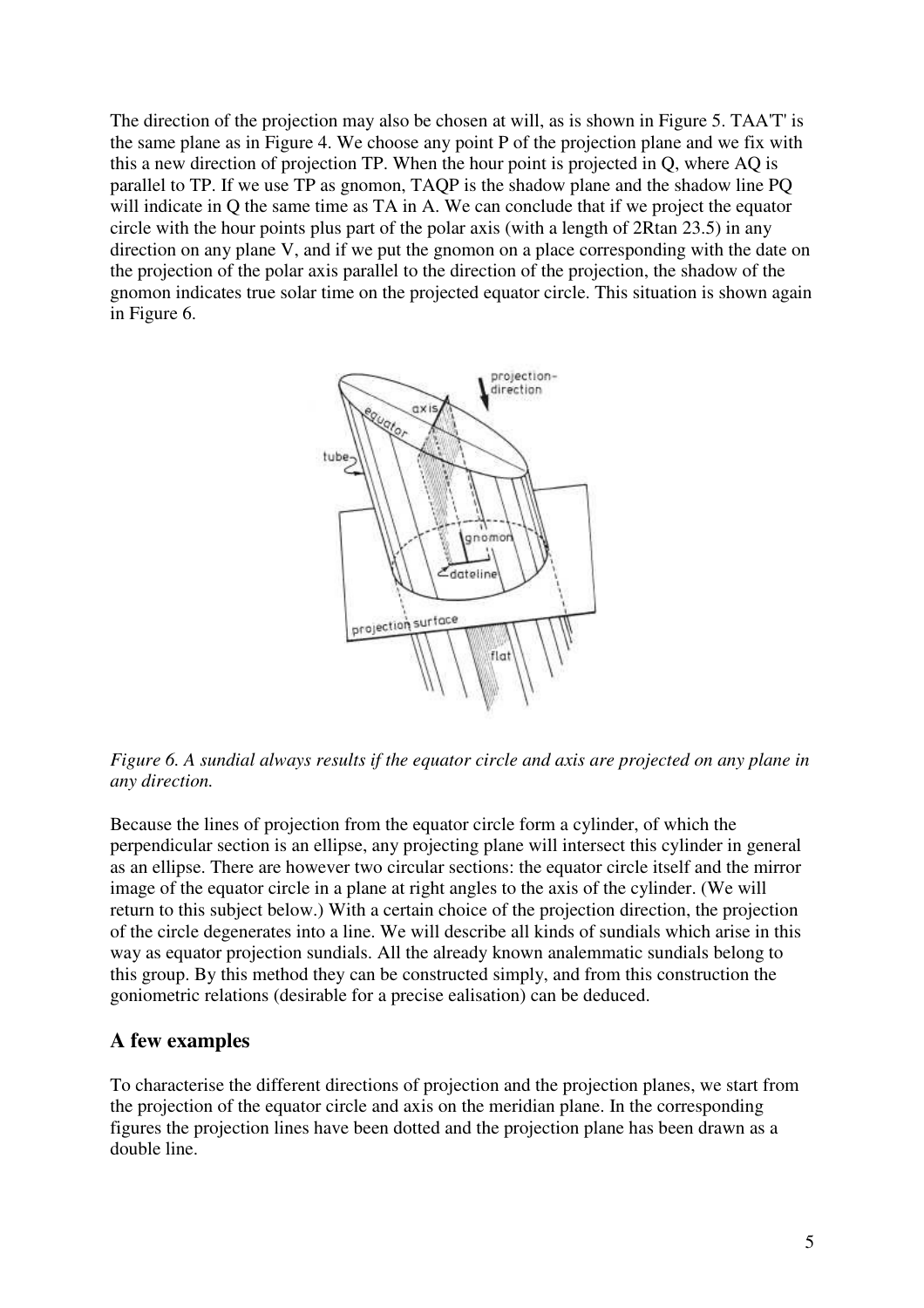The direction of the projection may also be chosen at will, as is shown in Figure 5. TAA'T' is the same plane as in Figure 4. We choose any point P of the projection plane and we fix with this a new direction of projection TP. When the hour point is projected in Q, where AQ is parallel to TP. If we use TP as gnomon, TAQP is the shadow plane and the shadow line PQ will indicate in Q the same time as TA in A. We can conclude that if we project the equator circle with the hour points plus part of the polar axis (with a length of 2Rtan 23.5) in any direction on any plane V, and if we put the gnomon on a place corresponding with the date on the projection of the polar axis parallel to the direction of the projection, the shadow of the gnomon indicates true solar time on the projected equator circle. This situation is shown again in Figure 6.

*Figure 6. A sundial always results if the equator circle and axis are projected on any plane in any direction.*

Because the lines of projection from the equator circle form a cylinder, of which the perpendicular section is an ellipse, any projecting plane will intersect this cylinder in general as an ellipse. There are however two circular sections: the equator circle itself and the mirror image of the equator circle in a plane at right angles to the axis of the cylinder. (We will return to this subject below.) With a certain choice of the projection direction, the projection of the circle degenerates into a line. We will describe all kinds of sundials which arise in this way as equator projection sundials. All the already known analemmatic sundials belong to this group. By this method they can be constructed simply, and from this construction the goniometric relations (desirable for a precise ealisation) can be deduced.

## A few examples

To characterise the different directions of projection and the projection planes, we start from the projection of the equator circle and axis on the meridian plane. In the corresponding figures the projection lines have been dotted and the projection plane has been drawn as a double line.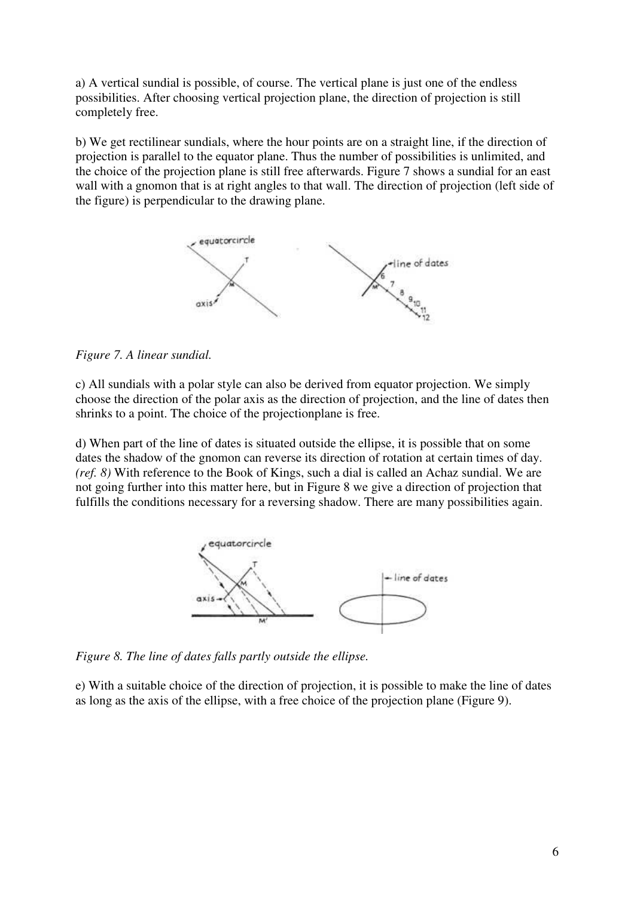a) A vertical sundial is possible, of course. The vertical plane is just one of the endless possibilities. After choosing vertical projection plane, the direction of projection is still completely free.

b) We get rectilinear sundials, where the hour points are on a straight line, if the direction of projection is parallel to the equator plane. Thus the number of possibilities is unlimited, and the choice of the projection plane is still free afterwards. Figure 7 shows a sundial for an east wall with a gnomon that is at right angles to that wall. The direction of projection (left side of the figure) is perpendicular to the drawing plane.

*Figure 7. A linear sundial.*

c) All sundials with a polar style can also be derived from equator projection. We simply choose the direction of the polar axis as the direction of projection, and the line of dates then shrinks to a point. The choice of the projectionplane is free.

d) When part of the line of dates is situated outside the ellipse, it is possible that on some dates the shadow of the gnomon can reverse its direction of rotation at certain times of day. *(ref. 8)* With reference to the Book of Kings, such a dial is called an Achaz sundial. We are not going further into this matter here, but in Figure 8 we give a direction of projection that fulfills the conditions necessary for a reversing shadow. There are many possibilities again.

*Figure 8. The line of dates falls partly outside the ellipse.*

e) With a suitable choice of the direction of projection, it is possible to make the line of dates as long as the axis of the ellipse, with a free choice of the projection plane (Figure 9).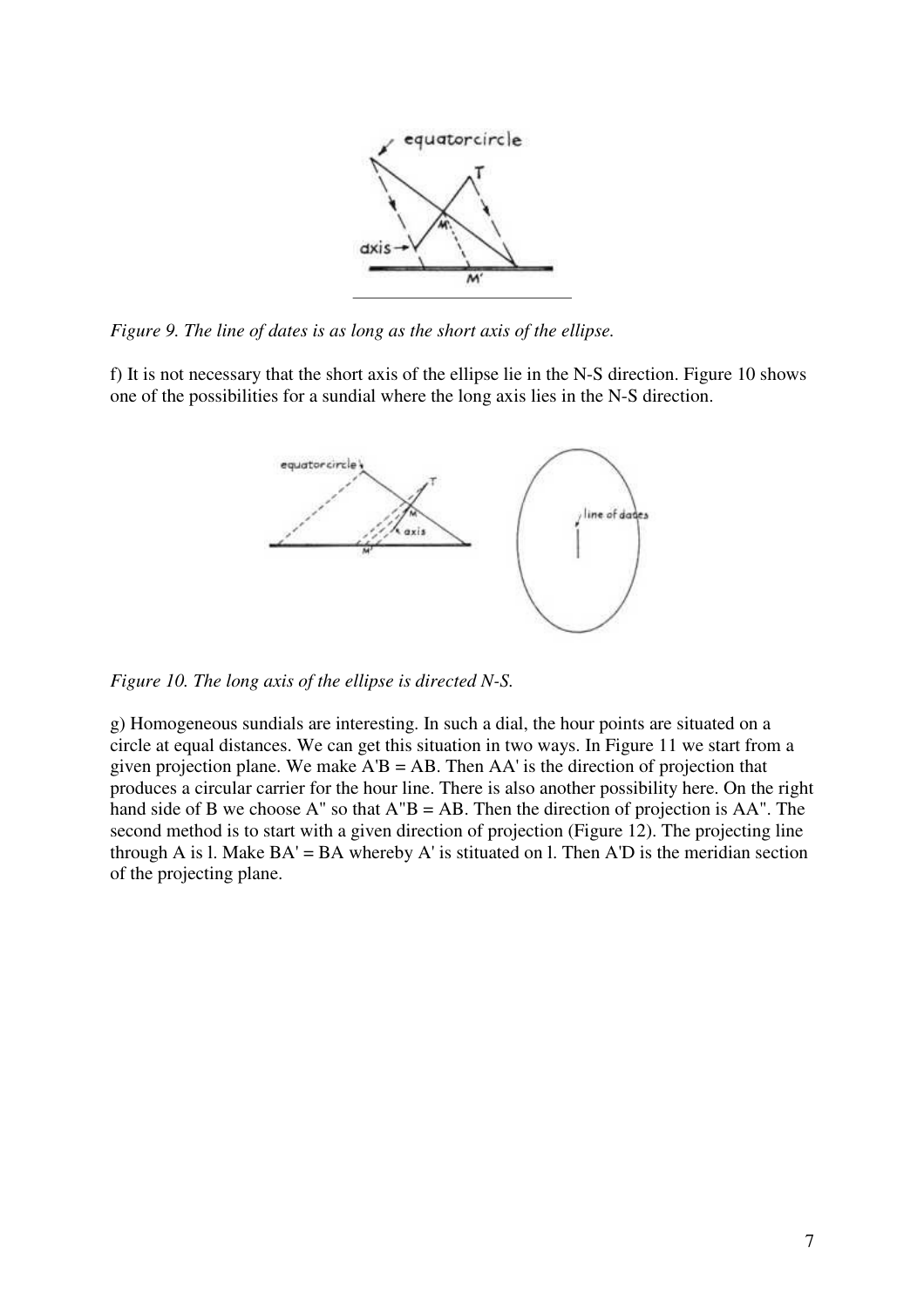*Figure 9. The line of dates is as long as the short axis of the ellipse.*

f) It is not necessary that the short axis of the ellipse lie in the N-S direction. Figure 10 shows one of the possibilities for a sundial where the long axis lies in the N-S direction.

*Figure 10. The long axis of the ellipse is directed N-S.*

g) Homogeneous sundials are interesting. In such a dial, the hour points are situated on a circle at equal distances. We can get this situation in two ways. In Figure 11 we start from a given projection plane. We make A'B = AB. Then AA' is the direction of projection that produces a circular carrier for the hour line. There is also another possibility here. On the right hand side of B we choose A" so that A"B = AB. Then the direction of projection is AA". The second method is to start with a given direction of projection (Figure 12). The projecting line through A is l. Make BA' = BA whereby A' is stituated on l. Then A'D is the meridian section of the projecting plane.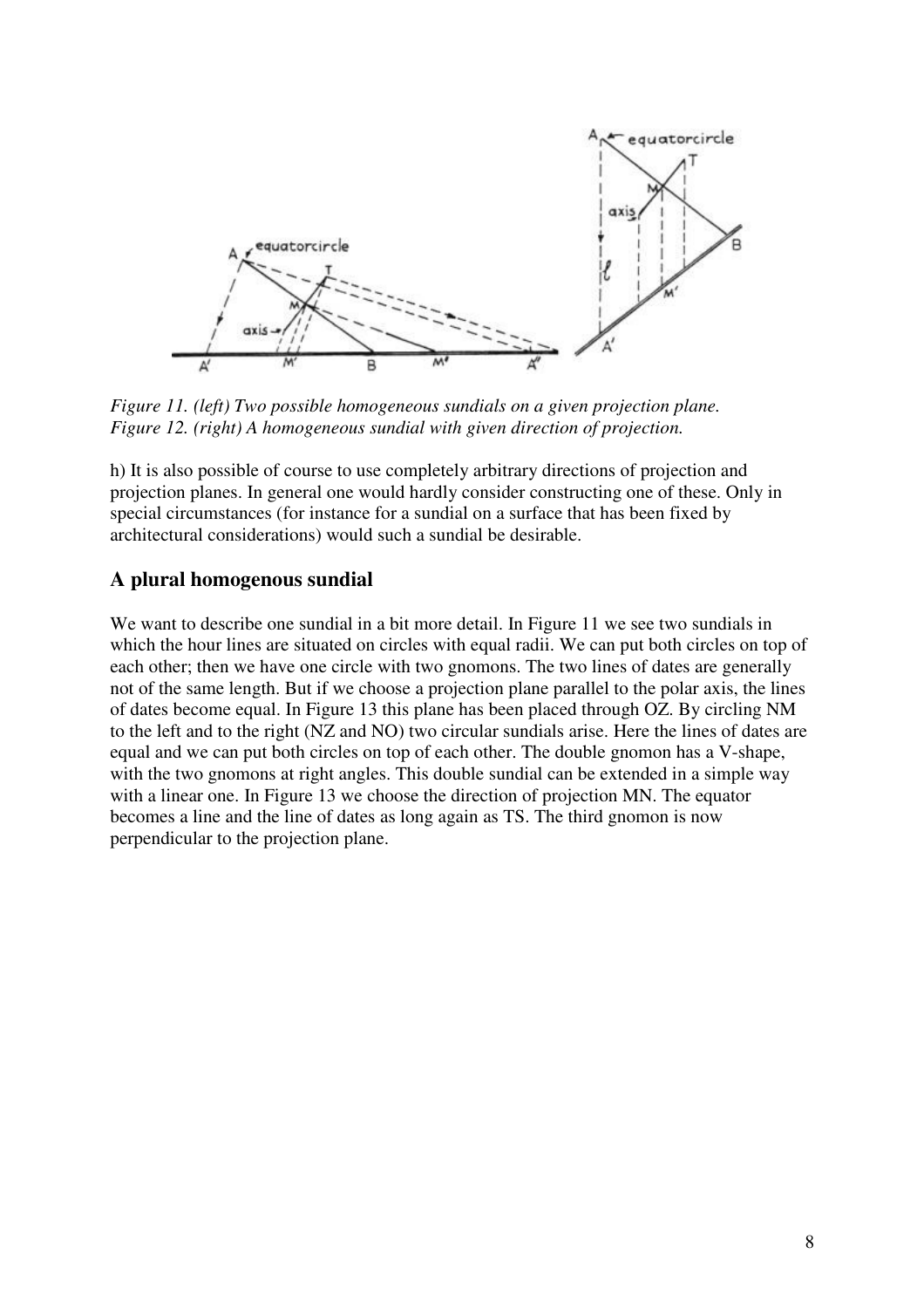*Figure 11. (left) Two possible homogeneous sundials on a given projection plane.*
*Figure 12. (right) A homogeneous sundial with given direction of projection.*

h) It is also possible of course to use completely arbitrary directions of projection and projection planes. In general one would hardly consider constructing one of these. Only in special circumstances (for instance for a sundial on a surface that has been fixed by architectural considerations) would such a sundial be desirable.

## A plural homogenous sundial

We want to describe one sundial in a bit more detail. In Figure 11 we see two sundials in which the hour lines are situated on circles with equal radii. We can put both circles on top of each other; then we have one circle with two gnomons. The two lines of dates are generally not of the same length. But if we choose a projection plane parallel to the polar axis, the lines of dates become equal. In Figure 13 this plane has been placed through OZ. By circling NM to the left and to the right (NZ and NO) two circular sundials arise. Here the lines of dates are equal and we can put both circles on top of each other. The double gnomon has a V-shape, with the two gnomons at right angles. This double sundial can be extended in a simple way with a linear one. In Figure 13 we choose the direction of projection MN. The equator becomes a line and the line of dates as long again as TS. The third gnomon is now perpendicular to the projection plane.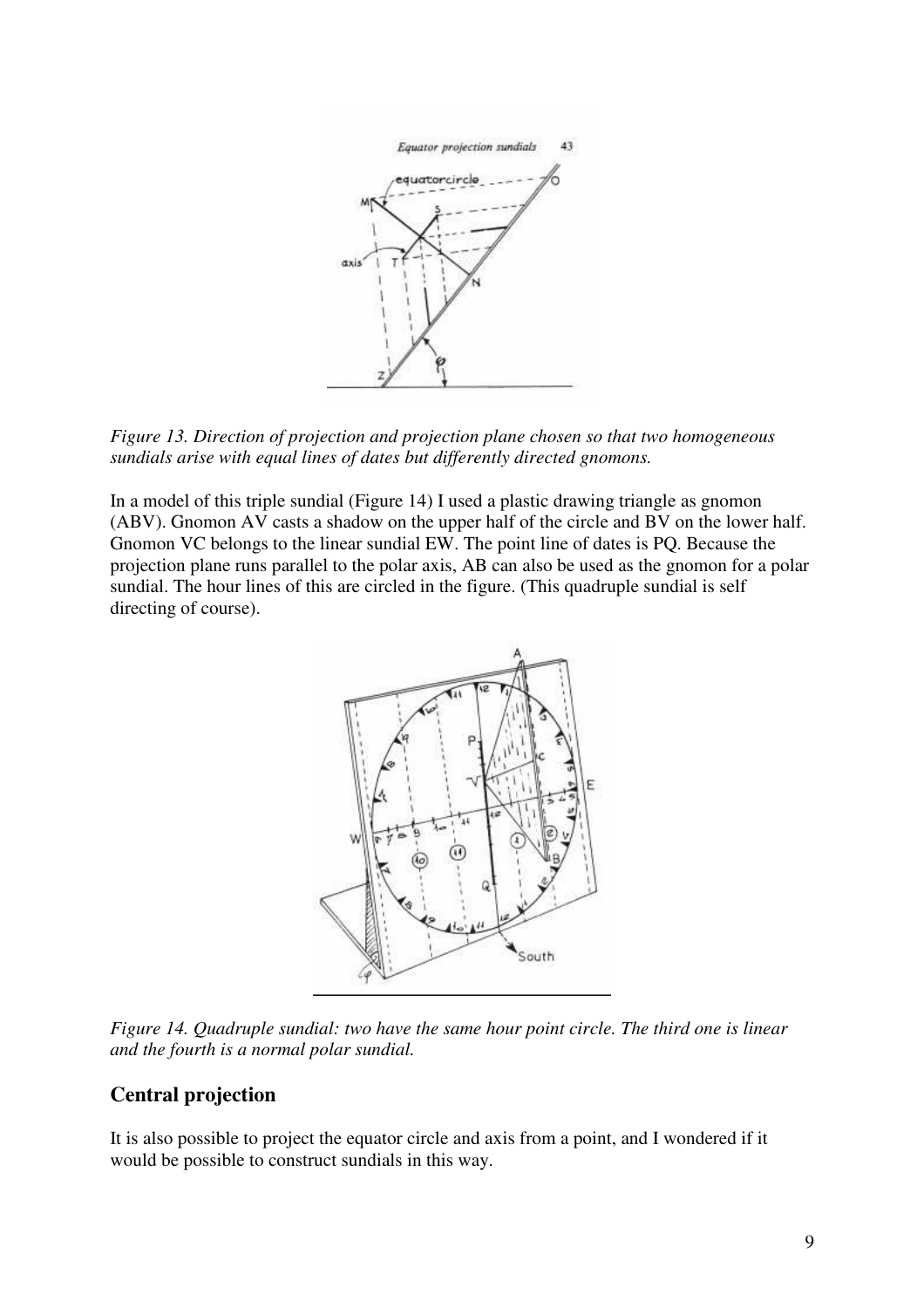*Figure 13. Direction of projection and projection plane chosen so that two homogeneous sundials arise with equal lines of dates but differently directed gnomons.*

In a model of this triple sundial (Figure 14) I used a plastic drawing triangle as gnomon (ABV). Gnomon AV casts a shadow on the upper half of the circle and BV on the lower half. Gnomon VC belongs to the linear sundial EW. The point line of dates is PQ. Because the projection plane runs parallel to the polar axis, AB can also be used as the gnomon for a polar sundial. The hour lines of this are circled in the figure. (This quadruple sundial is self directing of course).

*Figure 14. Quadruple sundial: two have the same hour point circle. The third one is linear and the fourth is a normal polar sundial.*

## Central projection

It is also possible to project the equator circle and axis from a point, and I wondered if it would be possible to construct sundials in this way.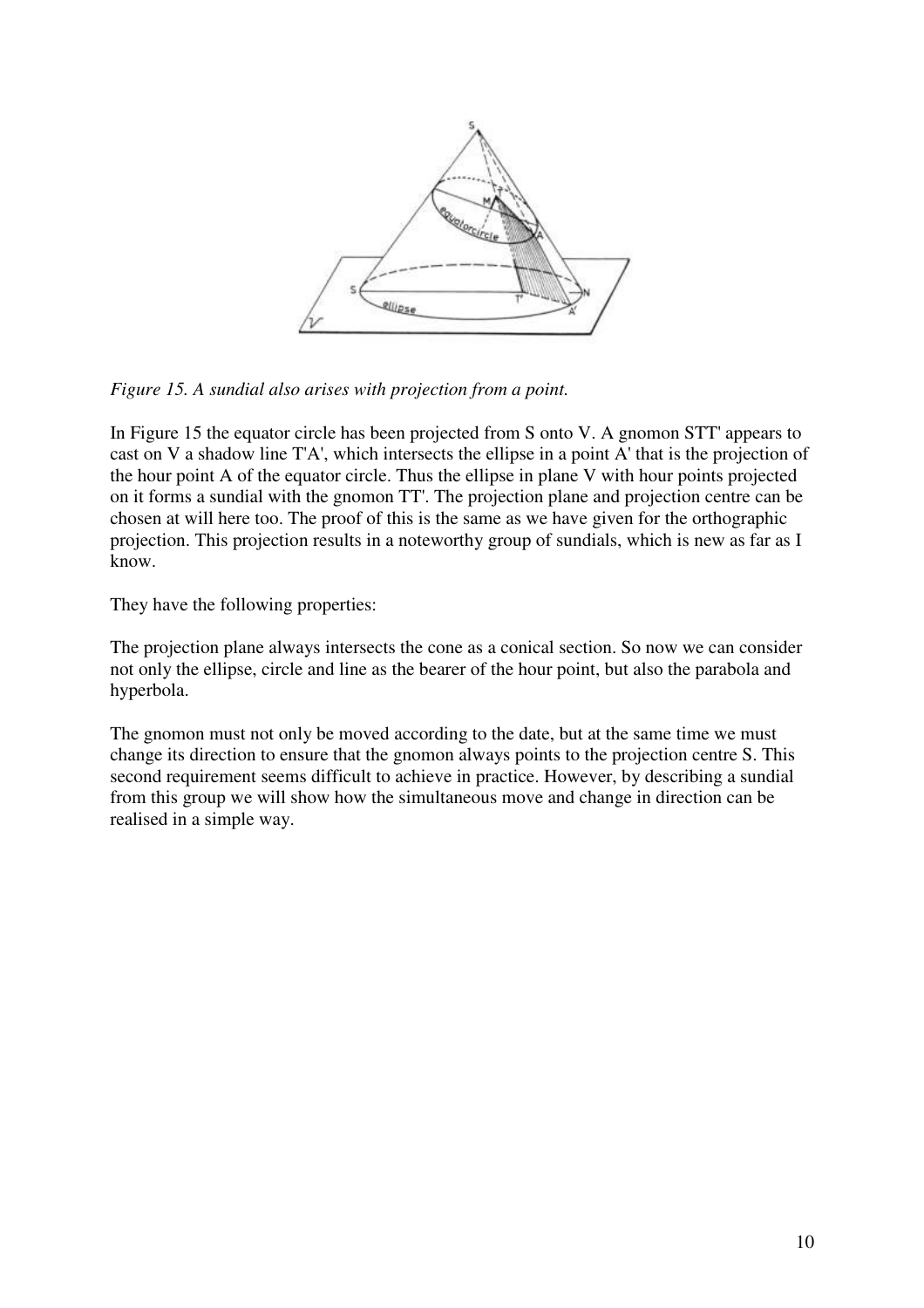*Figure 15. A sundial also arises with projection from a point.*

In Figure 15 the equator circle has been projected from S onto V. A gnomon STT' appears to cast on V a shadow line T'A', which intersects the ellipse in a point A' that is the projection of the hour point A of the equator circle. Thus the ellipse in plane V with hour points projected on it forms a sundial with the gnomon TT'. The projection plane and projection centre can be chosen at will here too. The proof of this is the same as we have given for the orthographic projection. This projection results in a noteworthy group of sundials, which is new as far as I know.

They have the following properties:

The projection plane always intersects the cone as a conical section. So now we can consider not only the ellipse, circle and line as the bearer of the hour point, but also the parabola and hyperbola.

The gnomon must not only be moved according to the date, but at the same time we must change its direction to ensure that the gnomon always points to the projection centre S. This second requirement seems difficult to achieve in practice. However, by describing a sundial from this group we will show how the simultaneous move and change in direction can be realised in a simple way.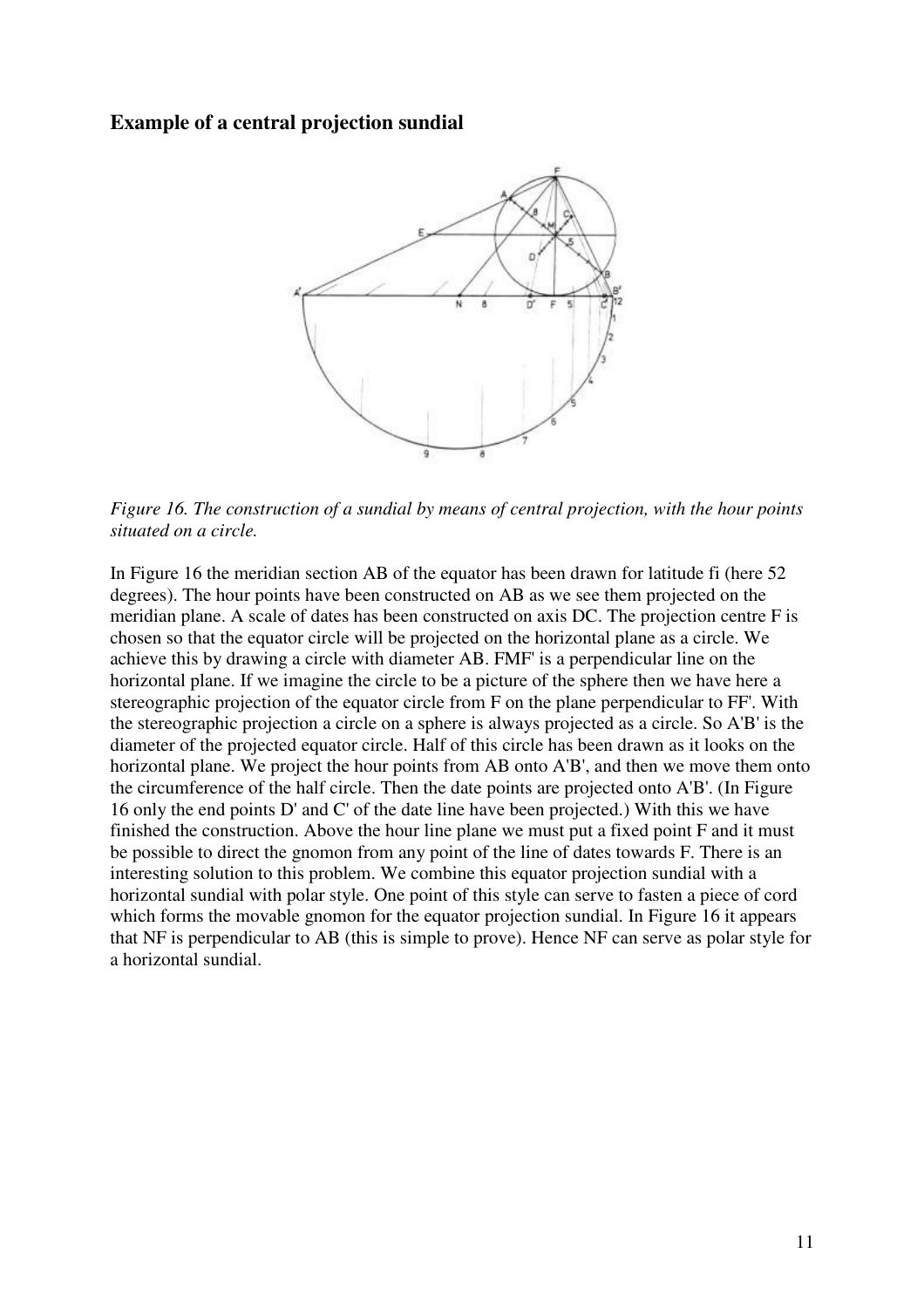## Example of a central projection sundial

*Figure 16. The construction of a sundial by means of central projection, with the hour points situated on a circle.*

In Figure 16 the meridian section AB of the equator has been drawn for latitude fi (here 52 degrees). The hour points have been constructed on AB as we see them projected on the meridian plane. A scale of dates has been constructed on axis DC. The projection centre F is chosen so that the equator circle will be projected on the horizontal plane as a circle. We achieve this by drawing a circle with diameter AB. FMF' is a perpendicular line on the horizontal plane. If we imagine the circle to be a picture of the sphere then we have here a stereographic projection of the equator circle from F on the plane perpendicular to FF'. With the stereographic projection a circle on a sphere is always projected as a circle. So A'B' is the diameter of the projected equator circle. Half of this circle has been drawn as it looks on the horizontal plane. We project the hour points from AB onto A'B', and then we move them onto the circumference of the half circle. Then the date points are projected onto A'B'. (In Figure 16 only the end points D' and C' of the date line have been projected.) With this we have finished the construction. Above the hour line plane we must put a fixed point F and it must be possible to direct the gnomon from any point of the line of dates towards F. There is an interesting solution to this problem. We combine this equator projection sundial with a horizontal sundial with polar style. One point of this style can serve to fasten a piece of cord which forms the movable gnomon for the equator projection sundial. In Figure 16 it appears that NF is perpendicular to AB (this is simple to prove). Hence NF can serve as polar style for a horizontal sundial.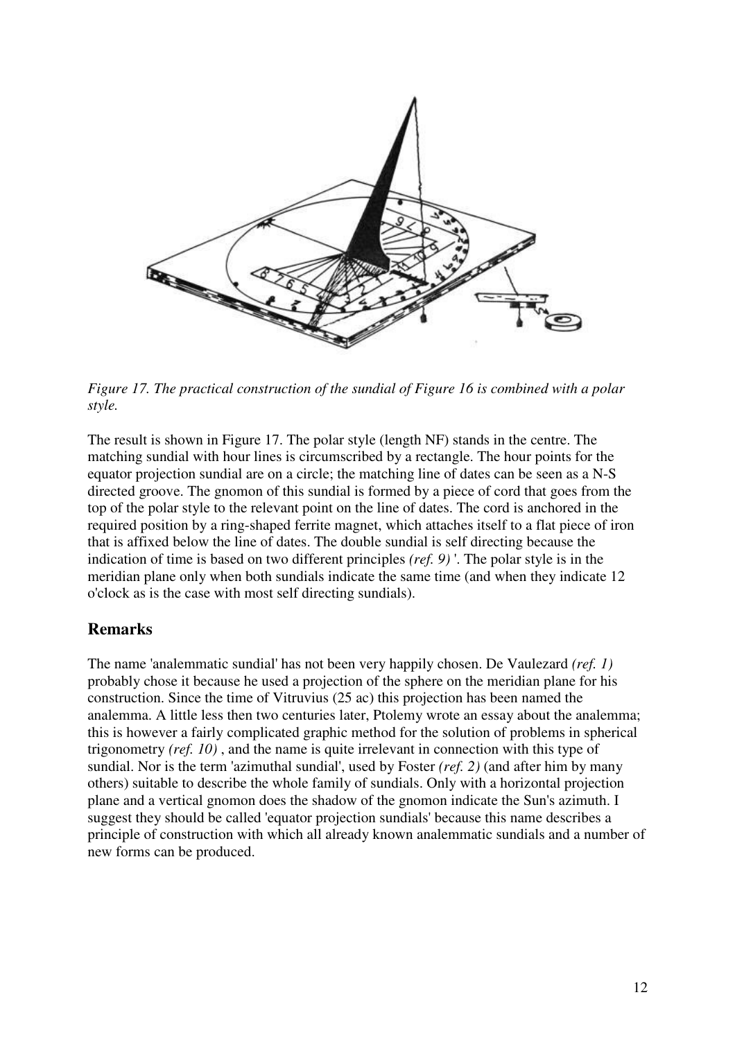*Figure 17. The practical construction of the sundial of Figure 16 is combined with a polar style.*

The result is shown in Figure 17. The polar style (length NF) stands in the centre. The matching sundial with hour lines is circumscribed by a rectangle. The hour points for the equator projection sundial are on a circle; the matching line of dates can be seen as a N-S directed groove. The gnomon of this sundial is formed by a piece of cord that goes from the top of the polar style to the relevant point on the line of dates. The cord is anchored in the required position by a ring-shaped ferrite magnet, which attaches itself to a flat piece of iron that is affixed below the line of dates. The double sundial is self directing because the indication of time is based on two different principles *(ref. 9)* '. The polar style is in the meridian plane only when both sundials indicate the same time (and when they indicate 12 o'clock as is the case with most self directing sundials).

## Remarks

The name 'analemmatic sundial' has not been very happily chosen. De Vaulezard *(ref. 1)* probably chose it because he used a projection of the sphere on the meridian plane for his construction. Since the time of Vitruvius (25 ac) this projection has been named the analemma. A little less then two centuries later, Ptolemy wrote an essay about the analemma; this is however a fairly complicated graphic method for the solution of problems in spherical trigonometry *(ref. 10)* , and the name is quite irrelevant in connection with this type of sundial. Nor is the term 'azimuthal sundial', used by Foster *(ref. 2)* (and after him by many others) suitable to describe the whole family of sundials. Only with a horizontal projection plane and a vertical gnomon does the shadow of the gnomon indicate the Sun's azimuth. I suggest they should be called 'equator projection sundials' because this name describes a principle of construction with which all already known analemmatic sundials and a number of new forms can be produced.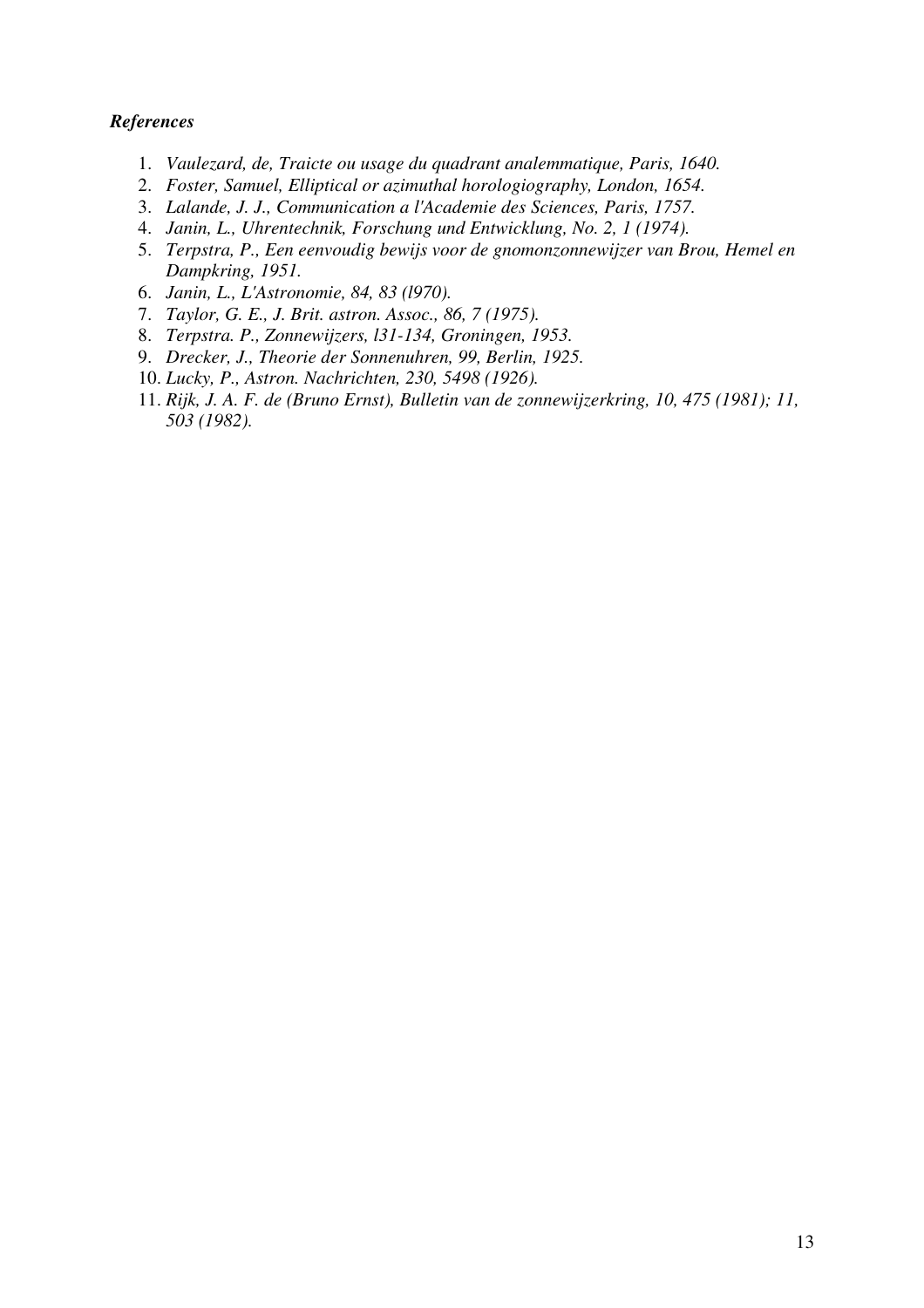***References***

1. *Vaulezard, de, Traicte ou usage du quadrant analemmatique, Paris, 1640.*
2. *Foster, Samuel, Elliptical or azimuthal horologiography, London, 1654.*
3. *Lalande, J. J., Communication a l'Academie des Sciences, Paris, 1757.*
4. *Janin, L., Uhrentechnik, Forschung und Entwicklung, No. 2, 1 (1974).*
5. *Terpstra, P., Een eenvoudig bewijs voor de gnomonzonnewijzer van Brou, Hemel en Dampkring, 1951.*
6. *Janin, L., L'Astronomie, 84, 83 (l970).*
7. *Taylor, G. E., J. Brit. astron. Assoc., 86, 7 (1975).*
8. *Terpstra. P., Zonnewijzers, l31-134, Groningen, 1953.*
9. *Drecker, J., Theorie der Sonnenuhren, 99, Berlin, 1925.*
10. *Lucky, P., Astron. Nachrichten, 230, 5498 (1926).*
11. *Rijk, J. A. F. de (Bruno Ernst), Bulletin van de zonnewijzerkring, 10, 475 (1981); 11, 503 (1982).*